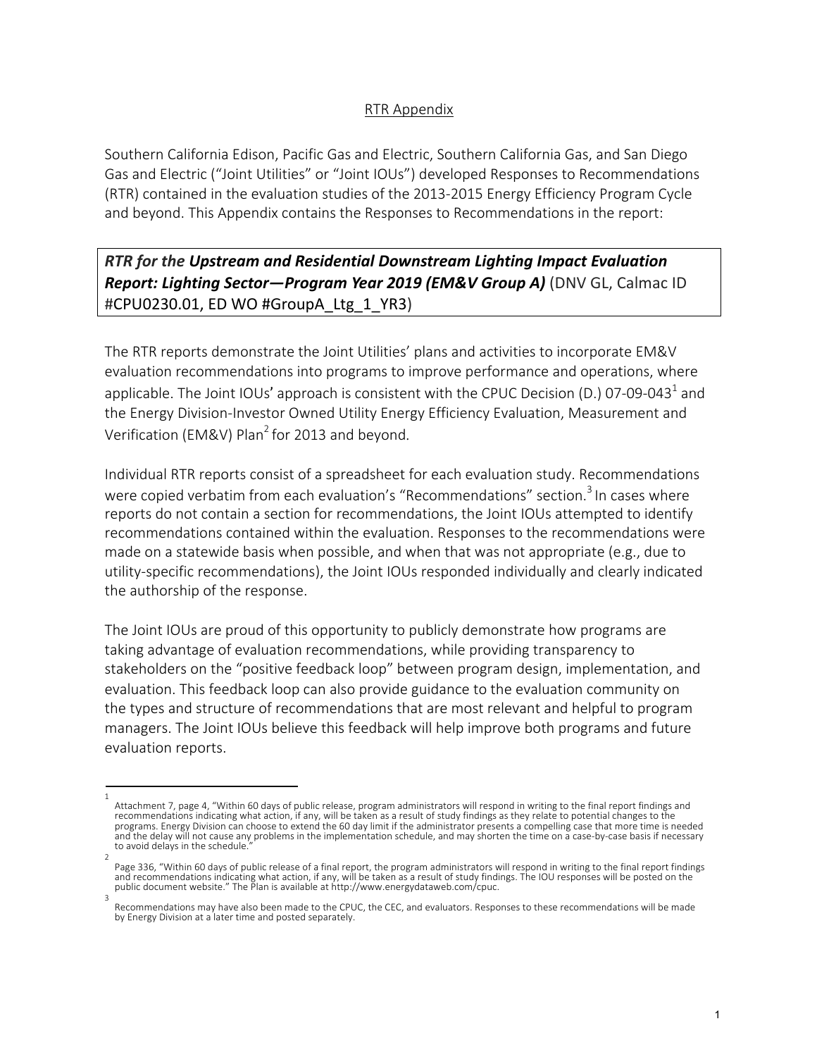RTR Appendix

Southern California Edison, Pacific Gas and Electric, Southern California Gas, and San Diego Gas and Electric ("Joint Utilities" or "Joint IOUs") developed Responses to Recommendations (RTR) contained in the evaluation studies of the 2013-2015 Energy Efficiency Program Cycle and beyond. This Appendix contains the Responses to Recommendations in the report:

***RTR for the Upstream and Residential Downstream Lighting Impact Evaluation Report: Lighting Sector—Program Year 2019 (EM&V Group A)*** (DNV GL, Calmac ID #CPU0230.01, ED WO #GroupA_Ltg_1_YR3)

The RTR reports demonstrate the Joint Utilities' plans and activities to incorporate EM&V evaluation recommendations into programs to improve performance and operations, where applicable. The Joint IOUs' approach is consistent with the CPUC Decision (D.) 07-09-043[1] and the Energy Division-Investor Owned Utility Energy Efficiency Evaluation, Measurement and Verification (EM&V) Plan[2] for 2013 and beyond.

Individual RTR reports consist of a spreadsheet for each evaluation study. Recommendations were copied verbatim from each evaluation's "Recommendations" section.[3] In cases where reports do not contain a section for recommendations, the Joint IOUs attempted to identify recommendations contained within the evaluation. Responses to the recommendations were made on a statewide basis when possible, and when that was not appropriate (e.g., due to utility-specific recommendations), the Joint IOUs responded individually and clearly indicated the authorship of the response.

The Joint IOUs are proud of this opportunity to publicly demonstrate how programs are taking advantage of evaluation recommendations, while providing transparency to stakeholders on the "positive feedback loop" between program design, implementation, and evaluation. This feedback loop can also provide guidance to the evaluation community on the types and structure of recommendations that are most relevant and helpful to program managers. The Joint IOUs believe this feedback will help improve both programs and future evaluation reports.

---

[1] Attachment 7, page 4, "Within 60 days of public release, program administrators will respond in writing to the final report findings and recommendations indicating what action, if any, will be taken as a result of study findings as they relate to potential changes to the programs. Energy Division can choose to extend the 60 day limit if the administrator presents a compelling case that more time is needed and the delay will not cause any problems in the implementation schedule, and may shorten the time on a case-by-case basis if necessary to avoid delays in the schedule."

[2] Page 336, "Within 60 days of public release of a final report, the program administrators will respond in writing to the final report findings and recommendations indicating what action, if any, will be taken as a result of study findings. The IOU responses will be posted on the public document website." The Plan is available at http://www.energydataweb.com/cpuc.

[3] Recommendations may have also been made to the CPUC, the CEC, and evaluators. Responses to these recommendations will be made by Energy Division at a later time and posted separately.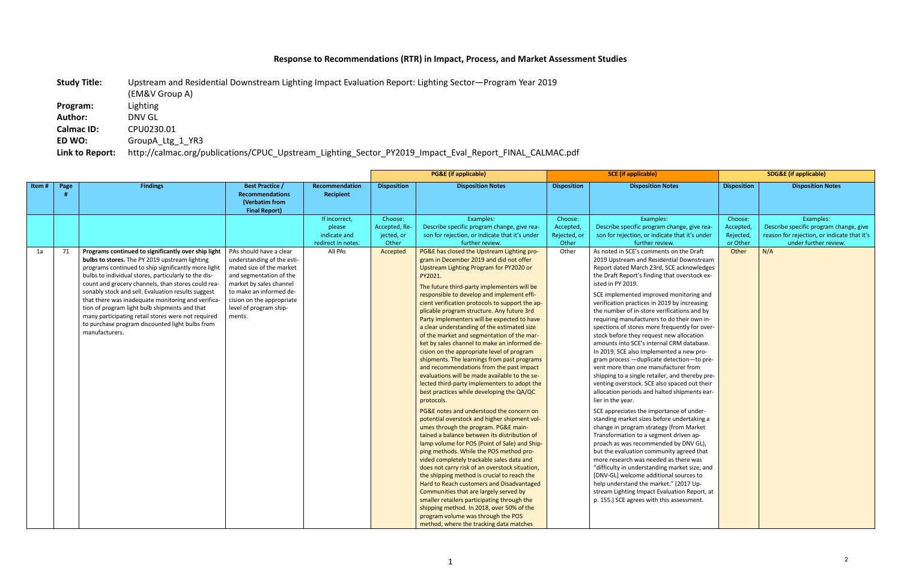## Response to Recommendations (RTR) in Impact, Process, and Market Assessment Studies

**Study Title:** Upstream and Residential Downstream Lighting Impact Evaluation Report: Lighting Sector—Program Year 2019 (EM&V Group A)
**Program:** Lighting
**Author:** DNV GL
**Calmac ID:** CPU0230.01
**ED WO:** GroupA_Ltg_1_YR3
**Link to Report:** http://calmac.org/publications/CPUC_Upstream_Lighting_Sector_PY2019_Impact_Eval_Report_FINAL_CALMAC.pdf

| Item # | Page # | Findings | Best Practice / Recommendations (Verbatim from Final Report) | Recommendation Recipient | PG&E (if applicable) | | SCE (if applicable) | | SDG&E (if applicable) | |
|---|---|---|---|---|---|---|---|---|---|---|
| | | | | | Disposition | Disposition Notes | Disposition | Disposition Notes | Disposition | Disposition Notes |
| | | | | If incorrect, please indicate and redirect in notes. | Choose: Accepted, Rejected, or Other | Examples: Describe specific program change, give reason for rejection, or indicate that it's under further review. | Choose: Accepted, Rejected, or Other | Examples: Describe specific program change, give reason for rejection, or indicate that it's under further review. | Choose: Accepted, Rejected, or Other | Examples: Describe specific program change, give reason for rejection, or indicate that it's under further review. |
| 1a | 71 | **Programs continued to significantly over ship light bulbs to stores.** The PY 2019 upstream lighting programs continued to ship significantly more light bulbs to individual stores, particularly to the discount and grocery channels, than stores could reasonably stock and sell. Evaluation results suggest that there was inadequate monitoring and verification of program light bulb shipments and that many participating retail stores were not required to purchase program discounted light bulbs from manufacturers. | PAs should have a clear understanding of the estimated size of the market and segmentation of the market by sales channel to make an informed decision on the appropriate level of program shipments. | All PAs | Accepted | PG&E has closed the Upstream Lighting program in December 2019 and did not offer Upstream Lighting Program for PY2020 or PY2021.<br><br>The future third-party implementers will be responsible to develop and implement efficient verification protocols to support the applicable program structure. Any future 3rd Party implementers will be expected to have a clear understanding of the estimated size of the market and segmentation of the market by sales channel to make an informed decision on the appropriate level of program shipments. The learnings from past programs and recommendations from the past impact evaluations will be made available to the selected third-party implementers to adopt the best practices while developing the QA/QC protocols.<br><br>PG&E notes and understood the concern on potential overstock and higher shipment volumes through the program. PG&E maintained a balance between its distribution of lamp volume for POS (Point of Sale) and Shipping methods. While the POS method provided completely trackable sales data and does not carry risk of an overstock situation, the shipping method is crucial to reach the Hard to Reach customers and Disadvantaged Communities that are largely served by smaller retailers participating through the shipping method. In 2018, over 50% of the program volume was through the POS method, where the tracking data matches | Other | As noted in SCE's comments on the Draft 2019 Upstream and Residential Downstream Report dated March 23rd, SCE acknowledges the Draft Report's finding that overstock existed in PY 2019.<br><br>SCE implemented improved monitoring and verification practices in 2019 by increasing the number of in-store verifications and by requiring manufacturers to do their own inspections of stores more frequently for overstock before they request new allocation amounts into SCE's internal CRM database. In 2019, SCE also implemented a new program process —duplicate detection—to prevent more than one manufacturer from shipping to a single retailer, and thereby preventing overstock. SCE also spaced out their allocation periods and halted shipments earlier in the year.<br><br>SCE appreciates the importance of understanding market sizes before undertaking a change in program strategy (from Market Transformation to a segment driven approach as was recommended by DNV GL), but the evaluation community agreed that more research was needed as there was "difficulty in understanding market size, and [DNV-GL] welcome additional sources to help understand the market." (2017 Upstream Lighting Impact Evaluation Report, at p. 155.) SCE agrees with this assessment. | Other | N/A |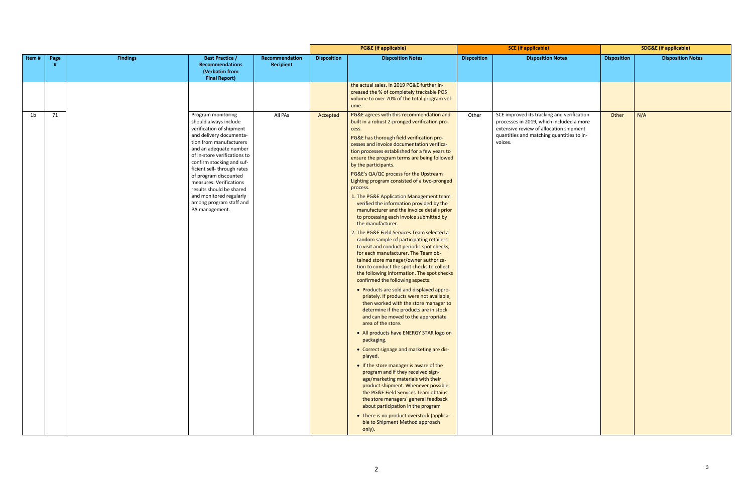| Item # | Page # | Findings | Best Practice / Recommendations (Verbatim from Final Report) | Recommendation Recipient | PG&E (if applicable) | | SCE (if applicable) | | SDG&E (if applicable) | |
|---|---|---|---|---|---|---|---|---|---|---|
| | | | | | Disposition | Disposition Notes | Disposition | Disposition Notes | Disposition | Disposition Notes |
| | | | | | | the actual sales. In 2019 PG&E further increased the % of completely trackable POS volume to over 70% of the total program volume. | | | | |
| 1b | 71 | | Program monitoring should always include verification of shipment and delivery documentation from manufacturers and an adequate number of in-store verifications to confirm stocking and sufficient sell- through rates of program discounted measures. Verifications results should be shared and monitored regularly among program staff and PA management. | All PAs | Accepted | PG&E agrees with this recommendation and built in a robust 2-pronged verification process.<br><br>PG&E has thorough field verification processes and invoice documentation verification processes established for a few years to ensure the program terms are being followed by the participants.<br><br>PG&E's QA/QC process for the Upstream Lighting program consisted of a two-pronged process.<br><br>1. The PG&E Application Management team verified the information provided by the manufacturer and the invoice details prior to processing each invoice submitted by the manufacturer.<br><br>2. The PG&E Field Services Team selected a random sample of participating retailers to visit and conduct periodic spot checks, for each manufacturer. The Team obtained store manager/owner authorization to conduct the spot checks to collect the following information. The spot checks confirmed the following aspects:<br><br>• Products are sold and displayed appropriately. If products were not available, then worked with the store manager to determine if the products are in stock and can be moved to the appropriate area of the store.<br><br>• All products have ENERGY STAR logo on packaging.<br><br>• Correct signage and marketing are displayed.<br><br>• If the store manager is aware of the program and if they received signage/marketing materials with their product shipment. Whenever possible, the PG&E Field Services Team obtains the store managers' general feedback about participation in the program<br><br>• There is no product overstock (applicable to Shipment Method approach only). | Other | SCE improved its tracking and verification processes in 2019, which included a more extensive review of allocation shipment quantities and matching quantities to invoices. | Other | N/A |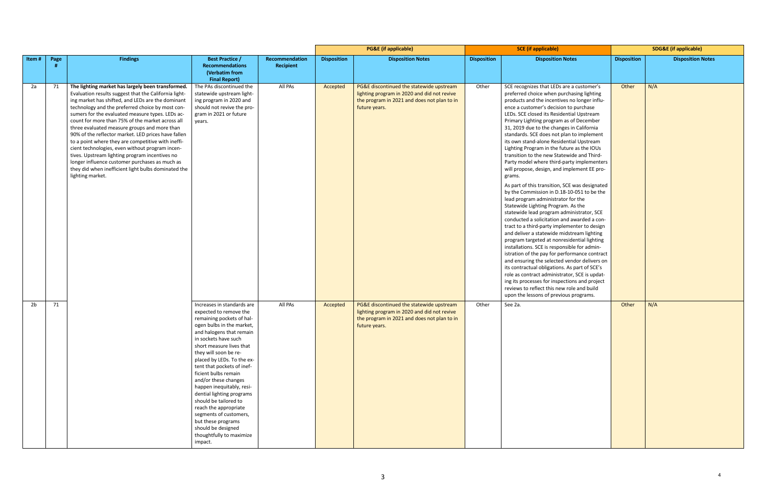| Item # | Page # | Findings | Best Practice / Recommendations (Verbatim from Final Report) | Recommendation Recipient | PG&E (if applicable) | | SCE (if applicable) | | SDG&E (if applicable) | |
|---|---|---|---|---|---|---|---|---|---|---|
| | | | | | Disposition | Disposition Notes | Disposition | Disposition Notes | Disposition | Disposition Notes |
| 2a | 71 | **The lighting market has largely been transformed.** Evaluation results suggest that the California lighting market has shifted, and LEDs are the dominant technology and the preferred choice by most consumers for the evaluated measure types. LEDs account for more than 75% of the market across all three evaluated measure groups and more than 90% of the reflector market. LED prices have fallen to a point where they are competitive with inefficient technologies, even without program incentives. Upstream lighting program incentives no longer influence customer purchases as much as they did when inefficient light bulbs dominated the lighting market. | The PAs discontinued the statewide upstream lighting program in 2020 and should not revive the program in 2021 or future years. | All PAs | Accepted | PG&E discontinued the statewide upstream lighting program in 2020 and did not revive the program in 2021 and does not plan to in future years. | Other | SCE recognizes that LEDs are a customer's preferred choice when purchasing lighting products and the incentives no longer influence a customer's decision to purchase LEDs. SCE closed its Residential Upstream Primary Lighting program as of December 31, 2019 due to the changes in California standards. SCE does not plan to implement its own stand-alone Residential Upstream Lighting Program in the future as the IOUs transition to the new Statewide and Third-Party model where third-party implementers will propose, design, and implement EE programs.<br><br>As part of this transition, SCE was designated by the Commission in D.18-10-051 to be the lead program administrator for the Statewide Lighting Program. As the statewide lead program administrator, SCE conducted a solicitation and awarded a contract to a third-party implementer to design and deliver a statewide midstream lighting program targeted at nonresidential lighting installations. SCE is responsible for administration of the pay for performance contract and ensuring the selected vendor delivers on its contractual obligations. As part of SCE's role as contract administrator, SCE is updating its processes for inspections and project reviews to reflect this new role and build upon the lessons of previous programs. | Other | N/A |
| 2b | 71 | | Increases in standards are expected to remove the remaining pockets of halogen bulbs in the market, and halogens that remain in sockets have such short measure lives that they will soon be replaced by LEDs. To the extent that pockets of inefficient bulbs remain and/or these changes happen inequitably, residential lighting programs should be tailored to reach the appropriate segments of customers, but these programs should be designed thoughtfully to maximize impact. | All PAs | Accepted | PG&E discontinued the statewide upstream lighting program in 2020 and did not revive the program in 2021 and does not plan to in future years. | Other | See 2a. | Other | N/A |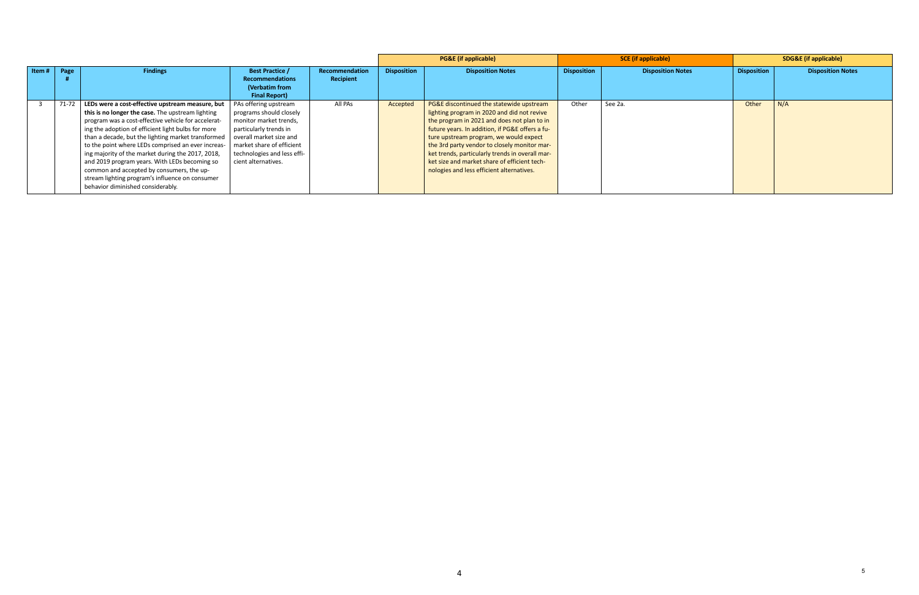| | | | | | PG&E (if applicable) | | SCE (if applicable) | | SDG&E (if applicable) | |
|---|---|---|---|---|---|---|---|---|---|---|
| **Item #** | **Page #** | **Findings** | **Best Practice / Recommendations (Verbatim from Final Report)** | **Recommendation Recipient** | **Disposition** | **Disposition Notes** | **Disposition** | **Disposition Notes** | **Disposition** | **Disposition Notes** |
| 3 | 71-72 | **LEDs were a cost-effective upstream measure, but this is no longer the case.** The upstream lighting program was a cost-effective vehicle for accelerating the adoption of efficient light bulbs for more than a decade, but the lighting market transformed to the point where LEDs comprised an ever increasing majority of the market during the 2017, 2018, and 2019 program years. With LEDs becoming so common and accepted by consumers, the upstream lighting program's influence on consumer behavior diminished considerably. | PAs offering upstream programs should closely monitor market trends, particularly trends in overall market size and market share of efficient technologies and less efficient alternatives. | All PAs | Accepted | PG&E discontinued the statewide upstream lighting program in 2020 and did not revive the program in 2021 and does not plan to in future years. In addition, if PG&E offers a future upstream program, we would expect the 3rd party vendor to closely monitor market trends, particularly trends in overall market size and market share of efficient technologies and less efficient alternatives. | Other | See 2a. | Other | N/A |

4